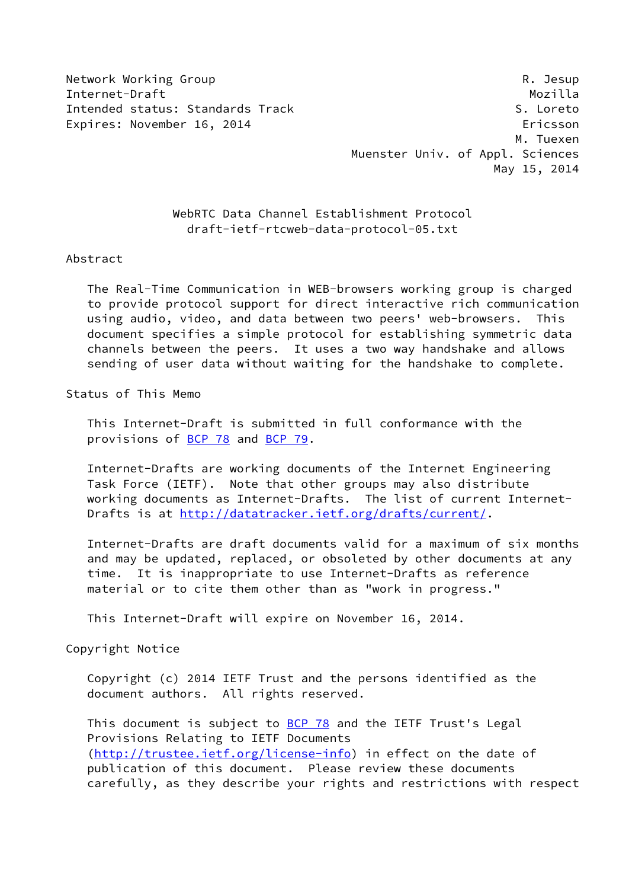Network Working Group R. Jesup
Internet-Draft Mozilla
Intended status: Standards Track S. Loreto
Expires: November 16, 2014 Ericsson
M. Tuexen
Muenster Univ. of Appl. Sciences
May 15, 2014

# WebRTC Data Channel Establishment Protocol
draft-ietf-rtcweb-data-protocol-05.txt

## Abstract

The Real-Time Communication in WEB-browsers working group is charged to provide protocol support for direct interactive rich communication using audio, video, and data between two peers' web-browsers. This document specifies a simple protocol for establishing symmetric data channels between the peers. It uses a two way handshake and allows sending of user data without waiting for the handshake to complete.

## Status of This Memo

This Internet-Draft is submitted in full conformance with the provisions of BCP 78 and BCP 79.

Internet-Drafts are working documents of the Internet Engineering Task Force (IETF). Note that other groups may also distribute working documents as Internet-Drafts. The list of current Internet-Drafts is at http://datatracker.ietf.org/drafts/current/.

Internet-Drafts are draft documents valid for a maximum of six months and may be updated, replaced, or obsoleted by other documents at any time. It is inappropriate to use Internet-Drafts as reference material or to cite them other than as "work in progress."

This Internet-Draft will expire on November 16, 2014.

## Copyright Notice

Copyright (c) 2014 IETF Trust and the persons identified as the document authors. All rights reserved.

This document is subject to BCP 78 and the IETF Trust's Legal Provisions Relating to IETF Documents (http://trustee.ietf.org/license-info) in effect on the date of publication of this document. Please review these documents carefully, as they describe your rights and restrictions with respect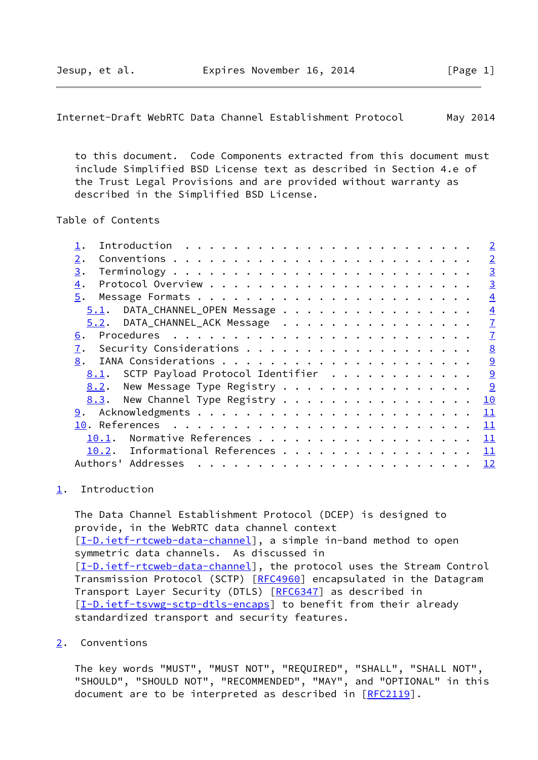to this document. Code Components extracted from this document must include Simplified BSD License text as described in Section 4.e of the Trust Legal Provisions and are provided without warranty as described in the Simplified BSD License.

Table of Contents

- 1. Introduction . . . . . . . . . . . . . . . . . . . . . . . . 2
- 2. Conventions . . . . . . . . . . . . . . . . . . . . . . . . 2
- 3. Terminology . . . . . . . . . . . . . . . . . . . . . . . . 3
- 4. Protocol Overview . . . . . . . . . . . . . . . . . . . . . 3
- 5. Message Formats . . . . . . . . . . . . . . . . . . . . . . 4
  - 5.1. DATA_CHANNEL_OPEN Message . . . . . . . . . . . . . . . 4
  - 5.2. DATA_CHANNEL_ACK Message . . . . . . . . . . . . . . . 7
- 6. Procedures . . . . . . . . . . . . . . . . . . . . . . . . 7
- 7. Security Considerations . . . . . . . . . . . . . . . . . . 8
- 8. IANA Considerations . . . . . . . . . . . . . . . . . . . . 9
  - 8.1. SCTP Payload Protocol Identifier . . . . . . . . . . . 9
  - 8.2. New Message Type Registry . . . . . . . . . . . . . . . 9
  - 8.3. New Channel Type Registry . . . . . . . . . . . . . . . 10
- 9. Acknowledgments . . . . . . . . . . . . . . . . . . . . . . 11
- 10. References . . . . . . . . . . . . . . . . . . . . . . . . 11
  - 10.1. Normative References . . . . . . . . . . . . . . . . . 11
  - 10.2. Informational References . . . . . . . . . . . . . . . 11
- Authors' Addresses . . . . . . . . . . . . . . . . . . . . . . 12

## 1. Introduction

The Data Channel Establishment Protocol (DCEP) is designed to provide, in the WebRTC data channel context [I-D.ietf-rtcweb-data-channel], a simple in-band method to open symmetric data channels. As discussed in [I-D.ietf-rtcweb-data-channel], the protocol uses the Stream Control Transmission Protocol (SCTP) [RFC4960] encapsulated in the Datagram Transport Layer Security (DTLS) [RFC6347] as described in [I-D.ietf-tsvwg-sctp-dtls-encaps] to benefit from their already standardized transport and security features.

## 2. Conventions

The key words "MUST", "MUST NOT", "REQUIRED", "SHALL", "SHALL NOT", "SHOULD", "SHOULD NOT", "RECOMMENDED", "MAY", and "OPTIONAL" in this document are to be interpreted as described in [RFC2119].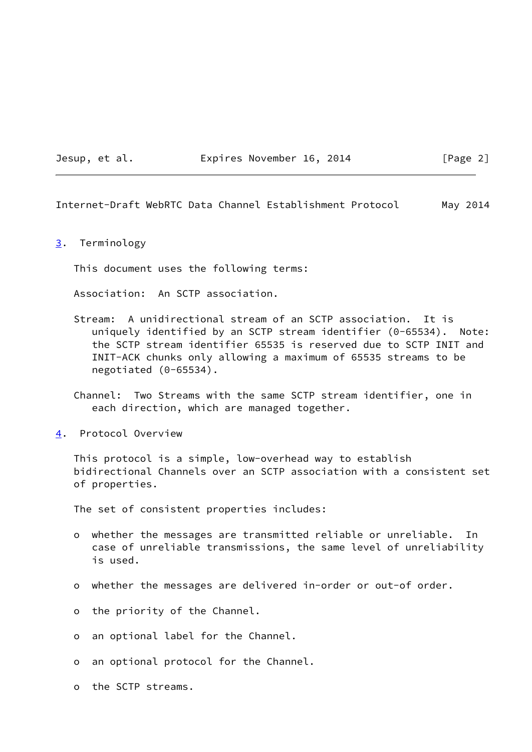## 3. Terminology

This document uses the following terms:

Association: An SCTP association.

Stream: A unidirectional stream of an SCTP association. It is uniquely identified by an SCTP stream identifier (0-65534). Note: the SCTP stream identifier 65535 is reserved due to SCTP INIT and INIT-ACK chunks only allowing a maximum of 65535 streams to be negotiated (0-65534).

Channel: Two Streams with the same SCTP stream identifier, one in each direction, which are managed together.

## 4. Protocol Overview

This protocol is a simple, low-overhead way to establish bidirectional Channels over an SCTP association with a consistent set of properties.

The set of consistent properties includes:

- whether the messages are transmitted reliable or unreliable. In case of unreliable transmissions, the same level of unreliability is used.
- whether the messages are delivered in-order or out-of order.
- the priority of the Channel.
- an optional label for the Channel.
- an optional protocol for the Channel.
- the SCTP streams.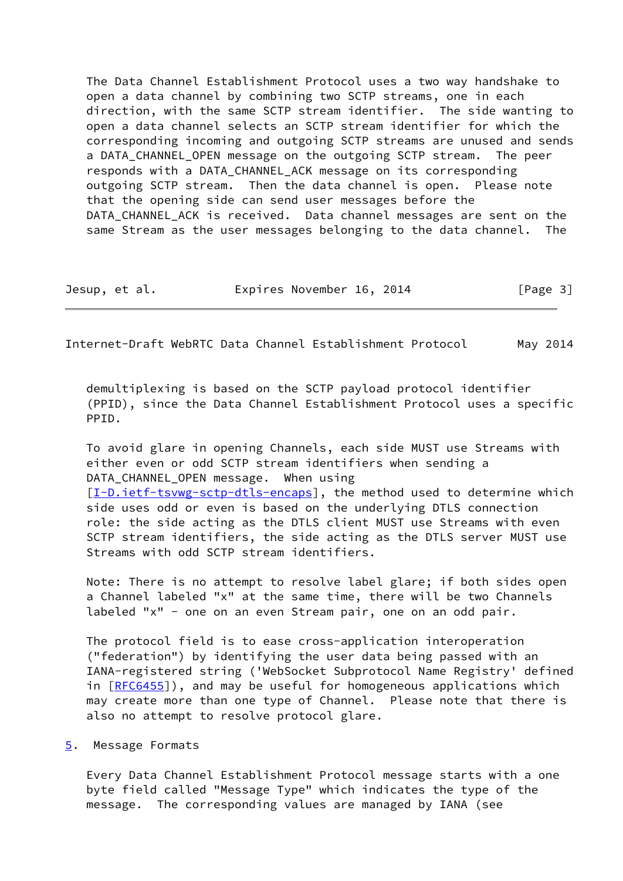The Data Channel Establishment Protocol uses a two way handshake to open a data channel by combining two SCTP streams, one in each direction, with the same SCTP stream identifier. The side wanting to open a data channel selects an SCTP stream identifier for which the corresponding incoming and outgoing SCTP streams are unused and sends a DATA_CHANNEL_OPEN message on the outgoing SCTP stream. The peer responds with a DATA_CHANNEL_ACK message on its corresponding outgoing SCTP stream. Then the data channel is open. Please note that the opening side can send user messages before the DATA_CHANNEL_ACK is received. Data channel messages are sent on the same Stream as the user messages belonging to the data channel. The demultiplexing is based on the SCTP payload protocol identifier (PPID), since the Data Channel Establishment Protocol uses a specific PPID.

To avoid glare in opening Channels, each side MUST use Streams with either even or odd SCTP stream identifiers when sending a DATA_CHANNEL_OPEN message. When using [I-D.ietf-tsvwg-sctp-dtls-encaps], the method used to determine which side uses odd or even is based on the underlying DTLS connection role: the side acting as the DTLS client MUST use Streams with even SCTP stream identifiers, the side acting as the DTLS server MUST use Streams with odd SCTP stream identifiers.

Note: There is no attempt to resolve label glare; if both sides open a Channel labeled "x" at the same time, there will be two Channels labeled "x" - one on an even Stream pair, one on an odd pair.

The protocol field is to ease cross-application interoperation ("federation") by identifying the user data being passed with an IANA-registered string ('WebSocket Subprotocol Name Registry' defined in [RFC6455]), and may be useful for homogeneous applications which may create more than one type of Channel. Please note that there is also no attempt to resolve protocol glare.

## 5. Message Formats

Every Data Channel Establishment Protocol message starts with a one byte field called "Message Type" which indicates the type of the message. The corresponding values are managed by IANA (see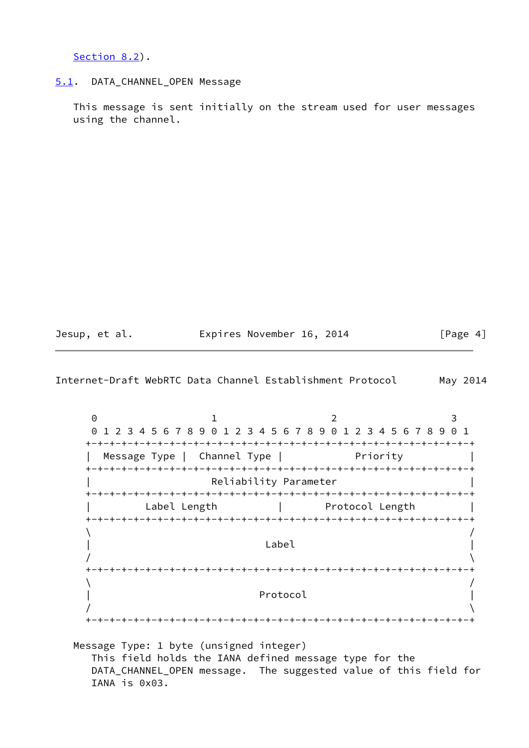Section 8.2).

## 5.1. DATA_CHANNEL_OPEN Message

This message is sent initially on the stream used for user messages using the channel.

```
 0                   1                   2                   3
 0 1 2 3 4 5 6 7 8 9 0 1 2 3 4 5 6 7 8 9 0 1 2 3 4 5 6 7 8 9 0 1
+-+-+-+-+-+-+-+-+-+-+-+-+-+-+-+-+-+-+-+-+-+-+-+-+-+-+-+-+-+-+-+-+
|  Message Type |  Channel Type |            Priority           |
+-+-+-+-+-+-+-+-+-+-+-+-+-+-+-+-+-+-+-+-+-+-+-+-+-+-+-+-+-+-+-+-+
|                    Reliability Parameter                      |
+-+-+-+-+-+-+-+-+-+-+-+-+-+-+-+-+-+-+-+-+-+-+-+-+-+-+-+-+-+-+-+-+
|         Label Length          |       Protocol Length         |
+-+-+-+-+-+-+-+-+-+-+-+-+-+-+-+-+-+-+-+-+-+-+-+-+-+-+-+-+-+-+-+-+
\                                                               /
|                             Label                             |
/                                                               \
+-+-+-+-+-+-+-+-+-+-+-+-+-+-+-+-+-+-+-+-+-+-+-+-+-+-+-+-+-+-+-+-+
\                                                               /
|                            Protocol                           |
/                                                               \
+-+-+-+-+-+-+-+-+-+-+-+-+-+-+-+-+-+-+-+-+-+-+-+-+-+-+-+-+-+-+-+-+
```

Message Type: 1 byte (unsigned integer)
   This field holds the IANA defined message type for the DATA_CHANNEL_OPEN message. The suggested value of this field for IANA is 0x03.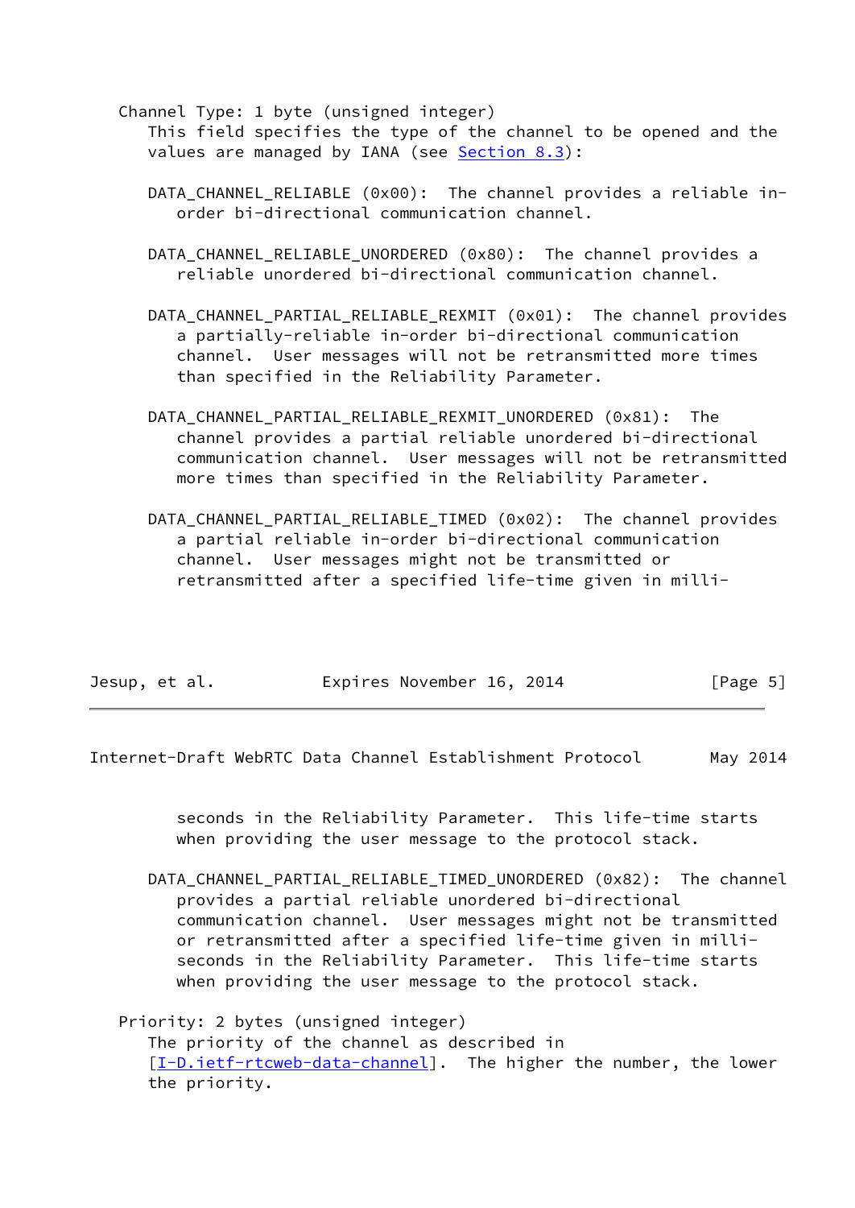Channel Type: 1 byte (unsigned integer)
This field specifies the type of the channel to be opened and the values are managed by IANA (see [Section 8.3](#section-8.3)):

DATA_CHANNEL_RELIABLE (0x00): The channel provides a reliable in-order bi-directional communication channel.

DATA_CHANNEL_RELIABLE_UNORDERED (0x80): The channel provides a reliable unordered bi-directional communication channel.

DATA_CHANNEL_PARTIAL_RELIABLE_REXMIT (0x01): The channel provides a partially-reliable in-order bi-directional communication channel. User messages will not be retransmitted more times than specified in the Reliability Parameter.

DATA_CHANNEL_PARTIAL_RELIABLE_REXMIT_UNORDERED (0x81): The channel provides a partial reliable unordered bi-directional communication channel. User messages will not be retransmitted more times than specified in the Reliability Parameter.

DATA_CHANNEL_PARTIAL_RELIABLE_TIMED (0x02): The channel provides a partial reliable in-order bi-directional communication channel. User messages might not be transmitted or retransmitted after a specified life-time given in milli-seconds in the Reliability Parameter. This life-time starts when providing the user message to the protocol stack.

DATA_CHANNEL_PARTIAL_RELIABLE_TIMED_UNORDERED (0x82): The channel provides a partial reliable unordered bi-directional communication channel. User messages might not be transmitted or retransmitted after a specified life-time given in milli-seconds in the Reliability Parameter. This life-time starts when providing the user message to the protocol stack.

Priority: 2 bytes (unsigned integer)
The priority of the channel as described in [I-D.ietf-rtcweb-data-channel]. The higher the number, the lower the priority.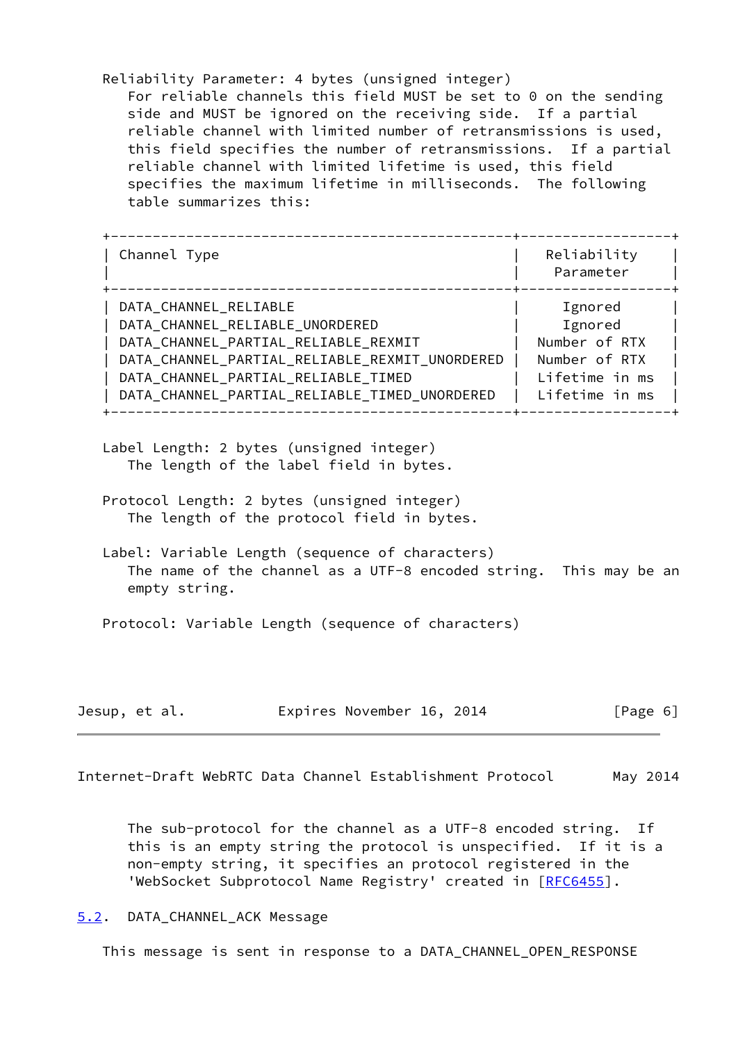Reliability Parameter: 4 bytes (unsigned integer)
For reliable channels this field MUST be set to 0 on the sending side and MUST be ignored on the receiving side. If a partial reliable channel with limited number of retransmissions is used, this field specifies the number of retransmissions. If a partial reliable channel with limited lifetime is used, this field specifies the maximum lifetime in milliseconds. The following table summarizes this:

| Channel Type | Reliability Parameter |
| --- | --- |
| DATA_CHANNEL_RELIABLE | Ignored |
| DATA_CHANNEL_RELIABLE_UNORDERED | Ignored |
| DATA_CHANNEL_PARTIAL_RELIABLE_REXMIT | Number of RTX |
| DATA_CHANNEL_PARTIAL_RELIABLE_REXMIT_UNORDERED | Number of RTX |
| DATA_CHANNEL_PARTIAL_RELIABLE_TIMED | Lifetime in ms |
| DATA_CHANNEL_PARTIAL_RELIABLE_TIMED_UNORDERED | Lifetime in ms |

Label Length: 2 bytes (unsigned integer)
The length of the label field in bytes.

Protocol Length: 2 bytes (unsigned integer)
The length of the protocol field in bytes.

Label: Variable Length (sequence of characters)
The name of the channel as a UTF-8 encoded string. This may be an empty string.

Protocol: Variable Length (sequence of characters)
The sub-protocol for the channel as a UTF-8 encoded string. If this is an empty string the protocol is unspecified. If it is a non-empty string, it specifies an protocol registered in the 'WebSocket Subprotocol Name Registry' created in [RFC6455].

## 5.2. DATA_CHANNEL_ACK Message

This message is sent in response to a DATA_CHANNEL_OPEN_RESPONSE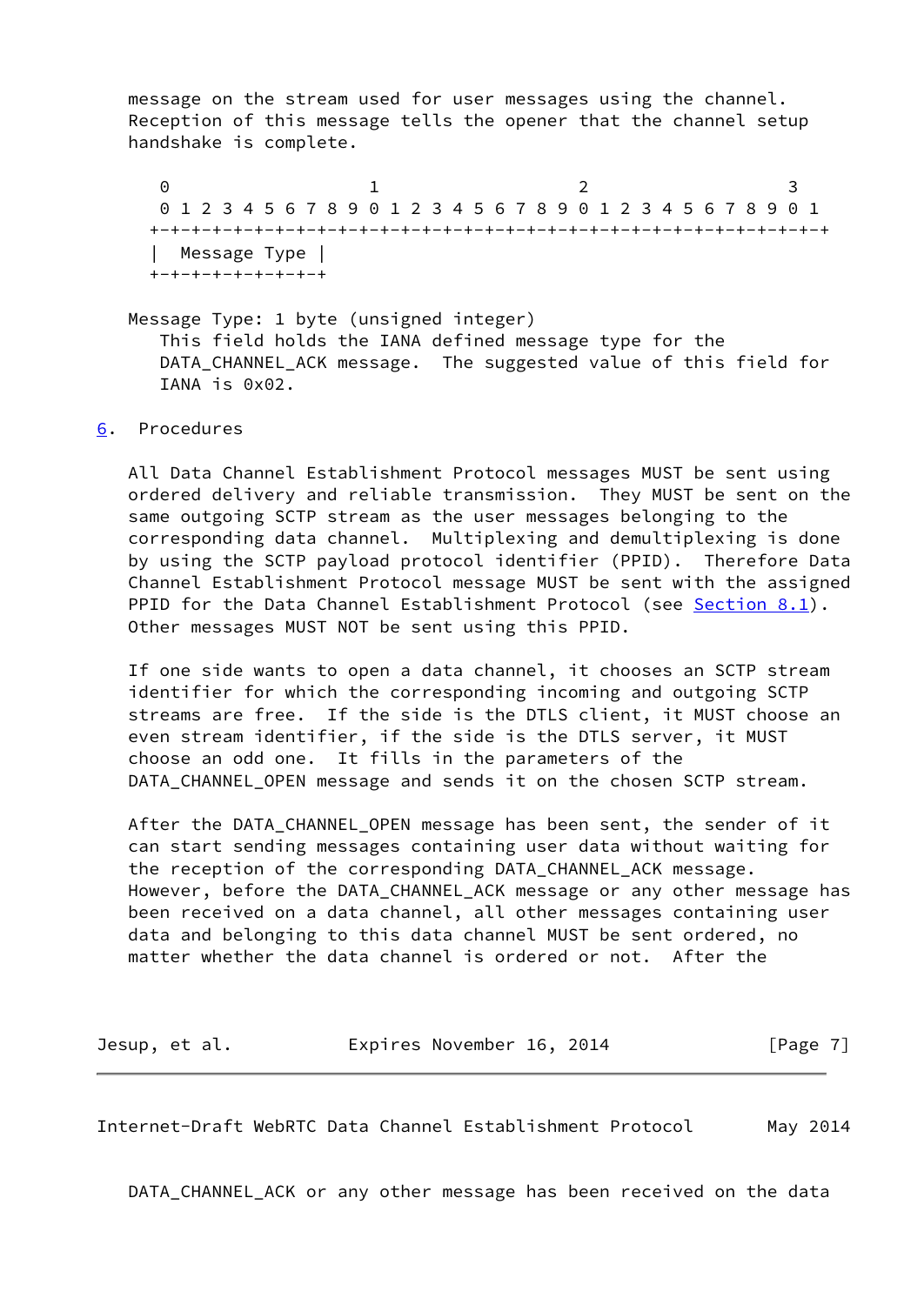message on the stream used for user messages using the channel. Reception of this message tells the opener that the channel setup handshake is complete.

```
     0                   1                   2                   3
     0 1 2 3 4 5 6 7 8 9 0 1 2 3 4 5 6 7 8 9 0 1 2 3 4 5 6 7 8 9 0 1
    +-+-+-+-+-+-+-+-+-+-+-+-+-+-+-+-+-+-+-+-+-+-+-+-+-+-+-+-+-+-+-+-+
    |  Message Type |
    +-+-+-+-+-+-+-+-+
```

Message Type: 1 byte (unsigned integer)
   This field holds the IANA defined message type for the DATA_CHANNEL_ACK message. The suggested value of this field for IANA is 0x02.

## 6. Procedures

All Data Channel Establishment Protocol messages MUST be sent using ordered delivery and reliable transmission. They MUST be sent on the same outgoing SCTP stream as the user messages belonging to the corresponding data channel. Multiplexing and demultiplexing is done by using the SCTP payload protocol identifier (PPID). Therefore Data Channel Establishment Protocol message MUST be sent with the assigned PPID for the Data Channel Establishment Protocol (see Section 8.1). Other messages MUST NOT be sent using this PPID.

If one side wants to open a data channel, it chooses an SCTP stream identifier for which the corresponding incoming and outgoing SCTP streams are free. If the side is the DTLS client, it MUST choose an even stream identifier, if the side is the DTLS server, it MUST choose an odd one. It fills in the parameters of the DATA_CHANNEL_OPEN message and sends it on the chosen SCTP stream.

After the DATA_CHANNEL_OPEN message has been sent, the sender of it can start sending messages containing user data without waiting for the reception of the corresponding DATA_CHANNEL_ACK message. However, before the DATA_CHANNEL_ACK message or any other message has been received on a data channel, all other messages containing user data and belonging to this data channel MUST be sent ordered, no matter whether the data channel is ordered or not. After the DATA_CHANNEL_ACK or any other message has been received on the data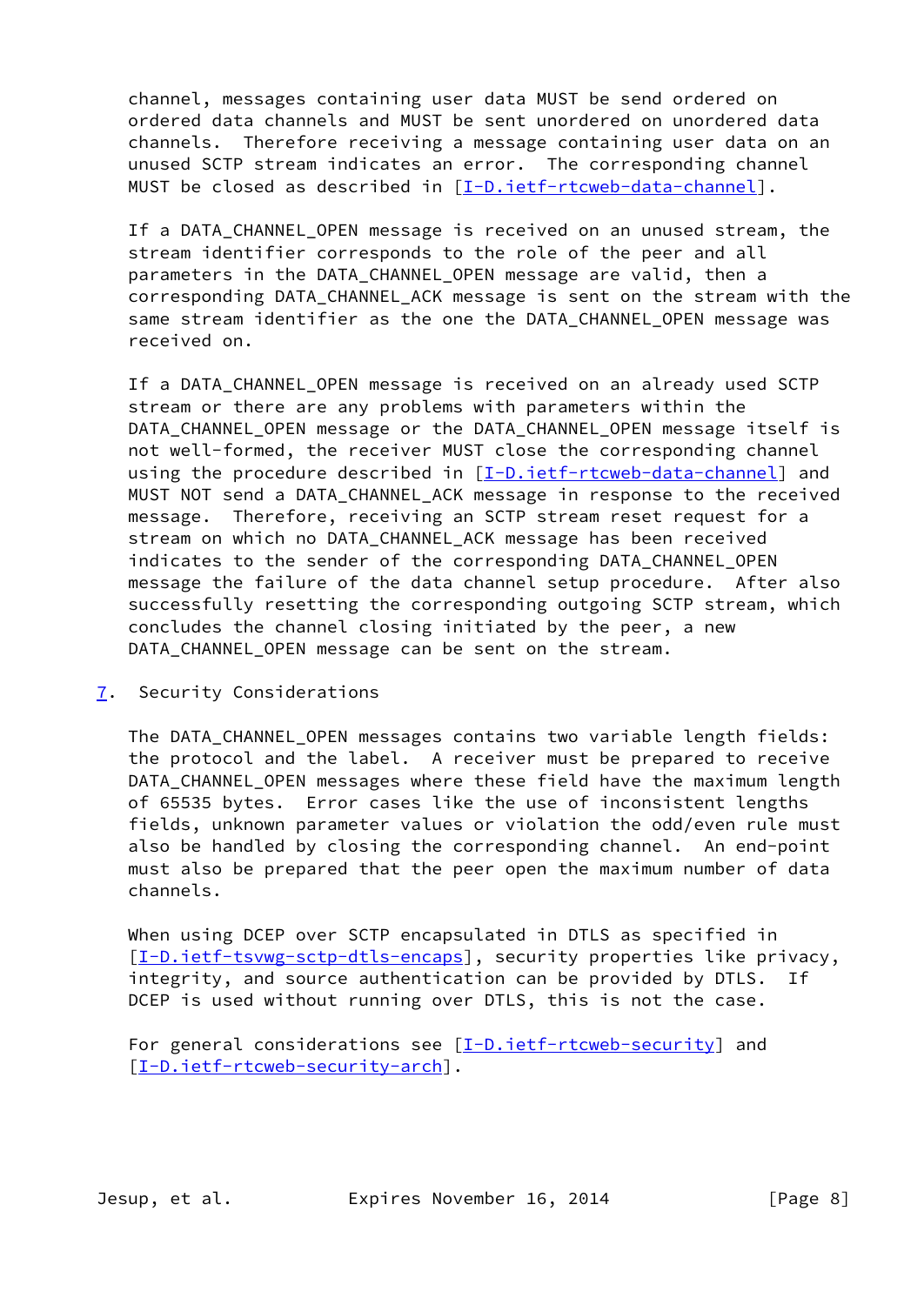channel, messages containing user data MUST be send ordered on ordered data channels and MUST be sent unordered on unordered data channels. Therefore receiving a message containing user data on an unused SCTP stream indicates an error. The corresponding channel MUST be closed as described in [I-D.ietf-rtcweb-data-channel].

If a DATA_CHANNEL_OPEN message is received on an unused stream, the stream identifier corresponds to the role of the peer and all parameters in the DATA_CHANNEL_OPEN message are valid, then a corresponding DATA_CHANNEL_ACK message is sent on the stream with the same stream identifier as the one the DATA_CHANNEL_OPEN message was received on.

If a DATA_CHANNEL_OPEN message is received on an already used SCTP stream or there are any problems with parameters within the DATA_CHANNEL_OPEN message or the DATA_CHANNEL_OPEN message itself is not well-formed, the receiver MUST close the corresponding channel using the procedure described in [I-D.ietf-rtcweb-data-channel] and MUST NOT send a DATA_CHANNEL_ACK message in response to the received message. Therefore, receiving an SCTP stream reset request for a stream on which no DATA_CHANNEL_ACK message has been received indicates to the sender of the corresponding DATA_CHANNEL_OPEN message the failure of the data channel setup procedure. After also successfully resetting the corresponding outgoing SCTP stream, which concludes the channel closing initiated by the peer, a new DATA_CHANNEL_OPEN message can be sent on the stream.

## 7. Security Considerations

The DATA_CHANNEL_OPEN messages contains two variable length fields: the protocol and the label. A receiver must be prepared to receive DATA_CHANNEL_OPEN messages where these field have the maximum length of 65535 bytes. Error cases like the use of inconsistent lengths fields, unknown parameter values or violation the odd/even rule must also be handled by closing the corresponding channel. An end-point must also be prepared that the peer open the maximum number of data channels.

When using DCEP over SCTP encapsulated in DTLS as specified in [I-D.ietf-tsvwg-sctp-dtls-encaps], security properties like privacy, integrity, and source authentication can be provided by DTLS. If DCEP is used without running over DTLS, this is not the case.

For general considerations see [I-D.ietf-rtcweb-security] and [I-D.ietf-rtcweb-security-arch].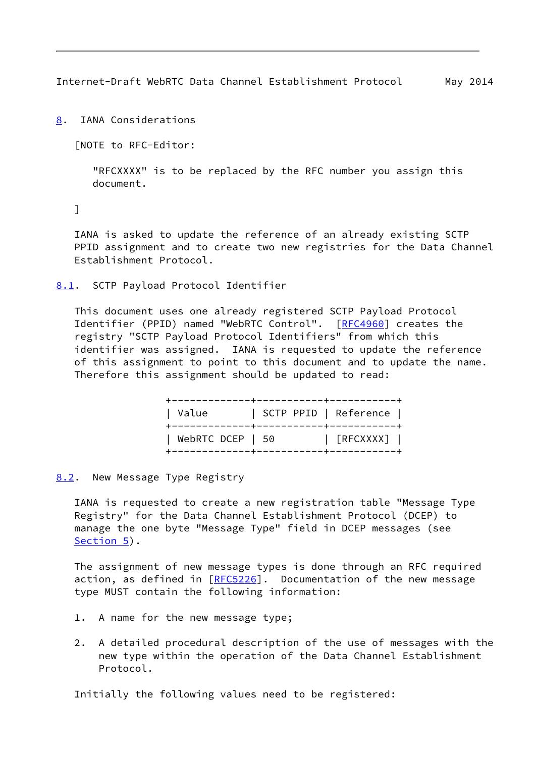## 8. IANA Considerations

[NOTE to RFC-Editor:

"RFCXXXX" is to be replaced by the RFC number you assign this document.

]

IANA is asked to update the reference of an already existing SCTP PPID assignment and to create two new registries for the Data Channel Establishment Protocol.

### 8.1. SCTP Payload Protocol Identifier

This document uses one already registered SCTP Payload Protocol Identifier (PPID) named "WebRTC Control". [RFC4960] creates the registry "SCTP Payload Protocol Identifiers" from which this identifier was assigned. IANA is requested to update the reference of this assignment to point to this document and to update the name. Therefore this assignment should be updated to read:

| Value | SCTP PPID | Reference |
|---|---|---|
| WebRTC DCEP | 50 | [RFCXXXX] |

### 8.2. New Message Type Registry

IANA is requested to create a new registration table "Message Type Registry" for the Data Channel Establishment Protocol (DCEP) to manage the one byte "Message Type" field in DCEP messages (see Section 5).

The assignment of new message types is done through an RFC required action, as defined in [RFC5226]. Documentation of the new message type MUST contain the following information:

1. A name for the new message type;

2. A detailed procedural description of the use of messages with the new type within the operation of the Data Channel Establishment Protocol.

Initially the following values need to be registered: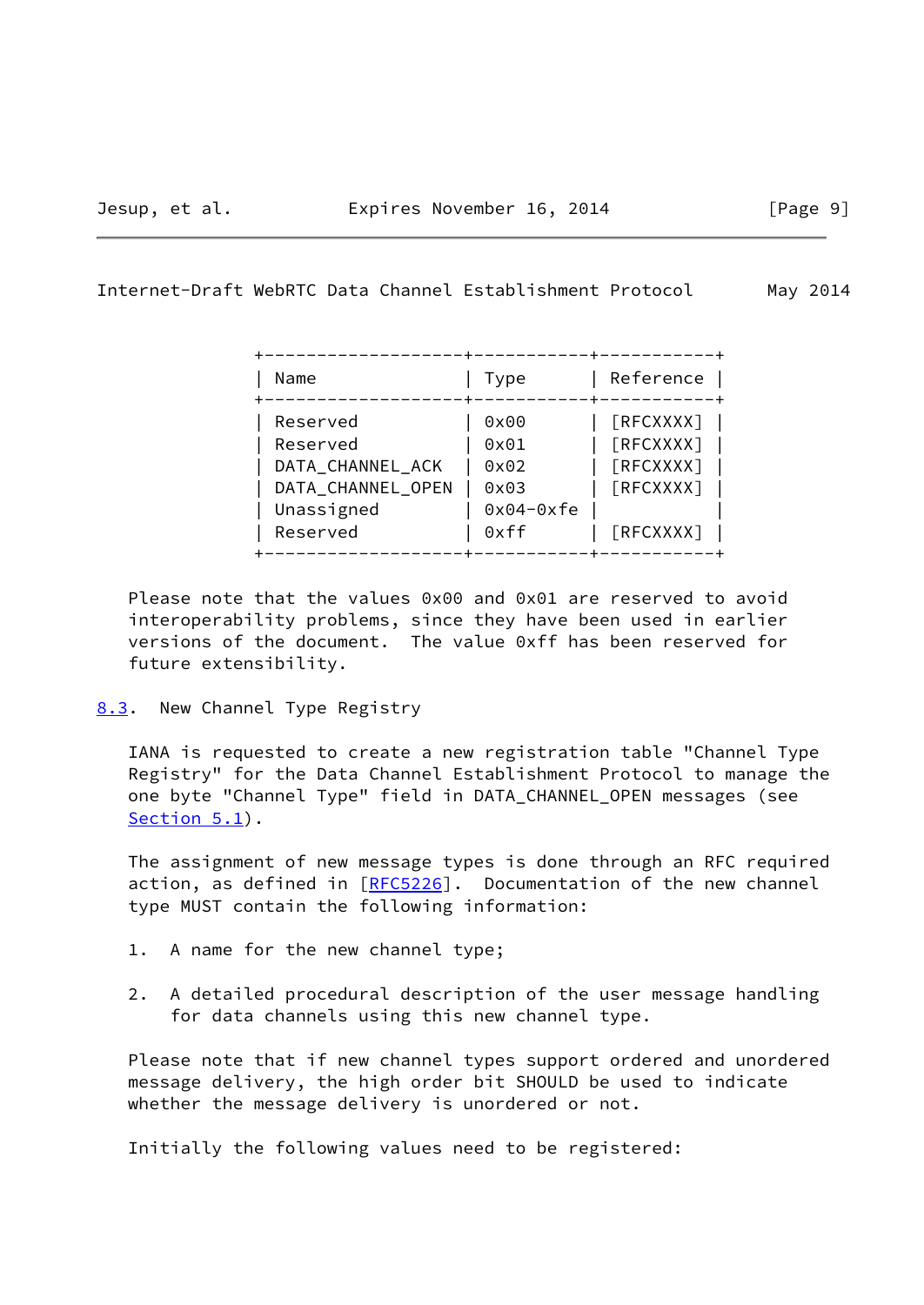| Name | Type | Reference |
|---|---|---|
| Reserved | 0x00 | [RFCXXXX] |
| Reserved | 0x01 | [RFCXXXX] |
| DATA_CHANNEL_ACK | 0x02 | [RFCXXXX] |
| DATA_CHANNEL_OPEN | 0x03 | [RFCXXXX] |
| Unassigned | 0x04-0xfe | |
| Reserved | 0xff | [RFCXXXX] |

Please note that the values 0x00 and 0x01 are reserved to avoid interoperability problems, since they have been used in earlier versions of the document. The value 0xff has been reserved for future extensibility.

### 8.3. New Channel Type Registry

IANA is requested to create a new registration table "Channel Type Registry" for the Data Channel Establishment Protocol to manage the one byte "Channel Type" field in DATA_CHANNEL_OPEN messages (see Section 5.1).

The assignment of new message types is done through an RFC required action, as defined in [RFC5226]. Documentation of the new channel type MUST contain the following information:

1. A name for the new channel type;

2. A detailed procedural description of the user message handling for data channels using this new channel type.

Please note that if new channel types support ordered and unordered message delivery, the high order bit SHOULD be used to indicate whether the message delivery is unordered or not.

Initially the following values need to be registered: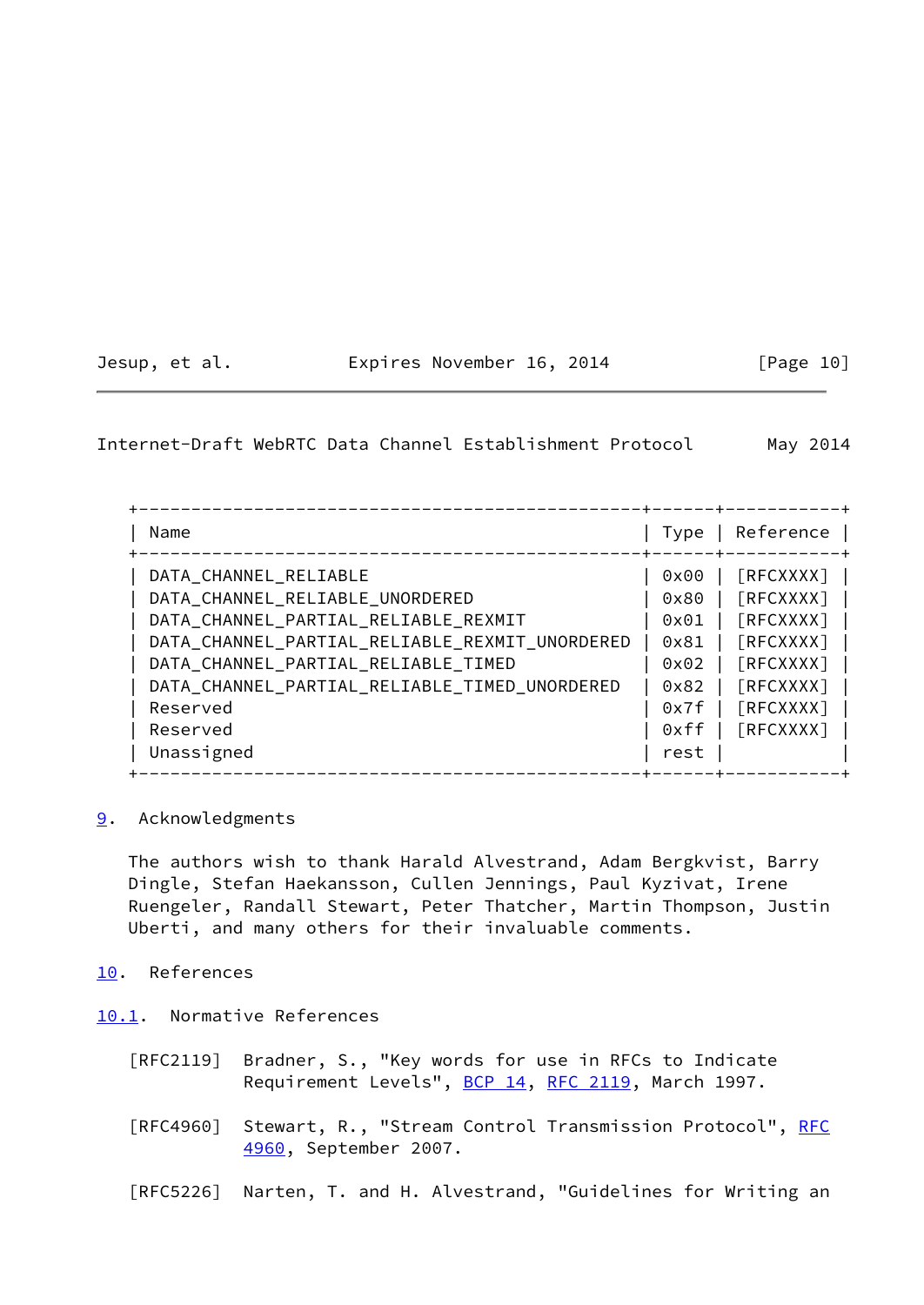| Name | Type | Reference |
| --- | --- | --- |
| DATA_CHANNEL_RELIABLE | 0x00 | [RFCXXXX] |
| DATA_CHANNEL_RELIABLE_UNORDERED | 0x80 | [RFCXXXX] |
| DATA_CHANNEL_PARTIAL_RELIABLE_REXMIT | 0x01 | [RFCXXXX] |
| DATA_CHANNEL_PARTIAL_RELIABLE_REXMIT_UNORDERED | 0x81 | [RFCXXXX] |
| DATA_CHANNEL_PARTIAL_RELIABLE_TIMED | 0x02 | [RFCXXXX] |
| DATA_CHANNEL_PARTIAL_RELIABLE_TIMED_UNORDERED | 0x82 | [RFCXXXX] |
| Reserved | 0x7f | [RFCXXXX] |
| Reserved | 0xff | [RFCXXXX] |
| Unassigned | rest | |

## 9. Acknowledgments

The authors wish to thank Harald Alvestrand, Adam Bergkvist, Barry Dingle, Stefan Haekansson, Cullen Jennings, Paul Kyzivat, Irene Ruengeler, Randall Stewart, Peter Thatcher, Martin Thompson, Justin Uberti, and many others for their invaluable comments.

## 10. References

### 10.1. Normative References

[RFC2119] Bradner, S., "Key words for use in RFCs to Indicate Requirement Levels", BCP 14, RFC 2119, March 1997.

[RFC4960] Stewart, R., "Stream Control Transmission Protocol", RFC 4960, September 2007.

[RFC5226] Narten, T. and H. Alvestrand, "Guidelines for Writing an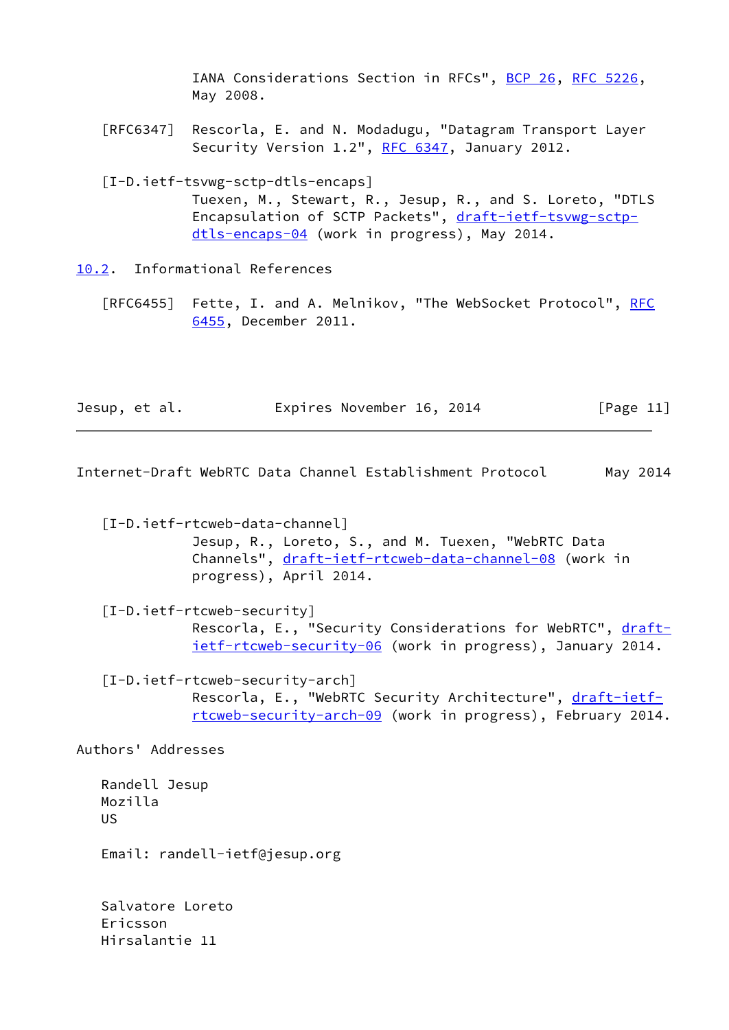IANA Considerations Section in RFCs", BCP 26, RFC 5226, May 2008.

[RFC6347] Rescorla, E. and N. Modadugu, "Datagram Transport Layer Security Version 1.2", RFC 6347, January 2012.

[I-D.ietf-tsvwg-sctp-dtls-encaps]
Tuexen, M., Stewart, R., Jesup, R., and S. Loreto, "DTLS Encapsulation of SCTP Packets", draft-ietf-tsvwg-sctp-dtls-encaps-04 (work in progress), May 2014.

## 10.2. Informational References

[RFC6455] Fette, I. and A. Melnikov, "The WebSocket Protocol", RFC 6455, December 2011.

[I-D.ietf-rtcweb-data-channel]
Jesup, R., Loreto, S., and M. Tuexen, "WebRTC Data Channels", draft-ietf-rtcweb-data-channel-08 (work in progress), April 2014.

[I-D.ietf-rtcweb-security]
Rescorla, E., "Security Considerations for WebRTC", draft-ietf-rtcweb-security-06 (work in progress), January 2014.

[I-D.ietf-rtcweb-security-arch]
Rescorla, E., "WebRTC Security Architecture", draft-ietf-rtcweb-security-arch-09 (work in progress), February 2014.

## Authors' Addresses

Randell Jesup
Mozilla
US

Email: randell-ietf@jesup.org

Salvatore Loreto
Ericsson
Hirsalantie 11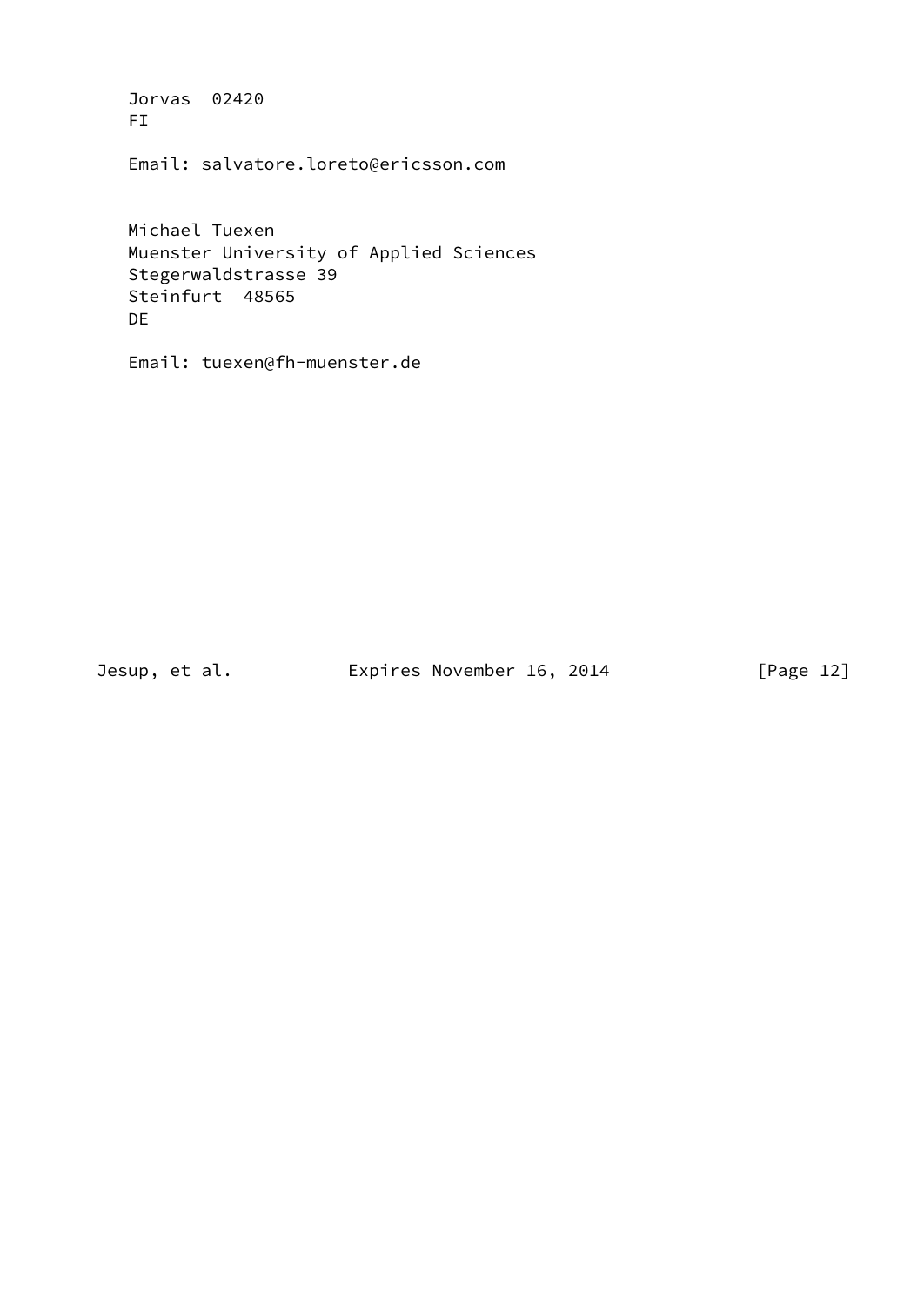Jorvas  02420
FI

Email: salvatore.loreto@ericsson.com

Michael Tuexen
Muenster University of Applied Sciences
Stegerwaldstrasse 39
Steinfurt  48565
DE

Email: tuexen@fh-muenster.de